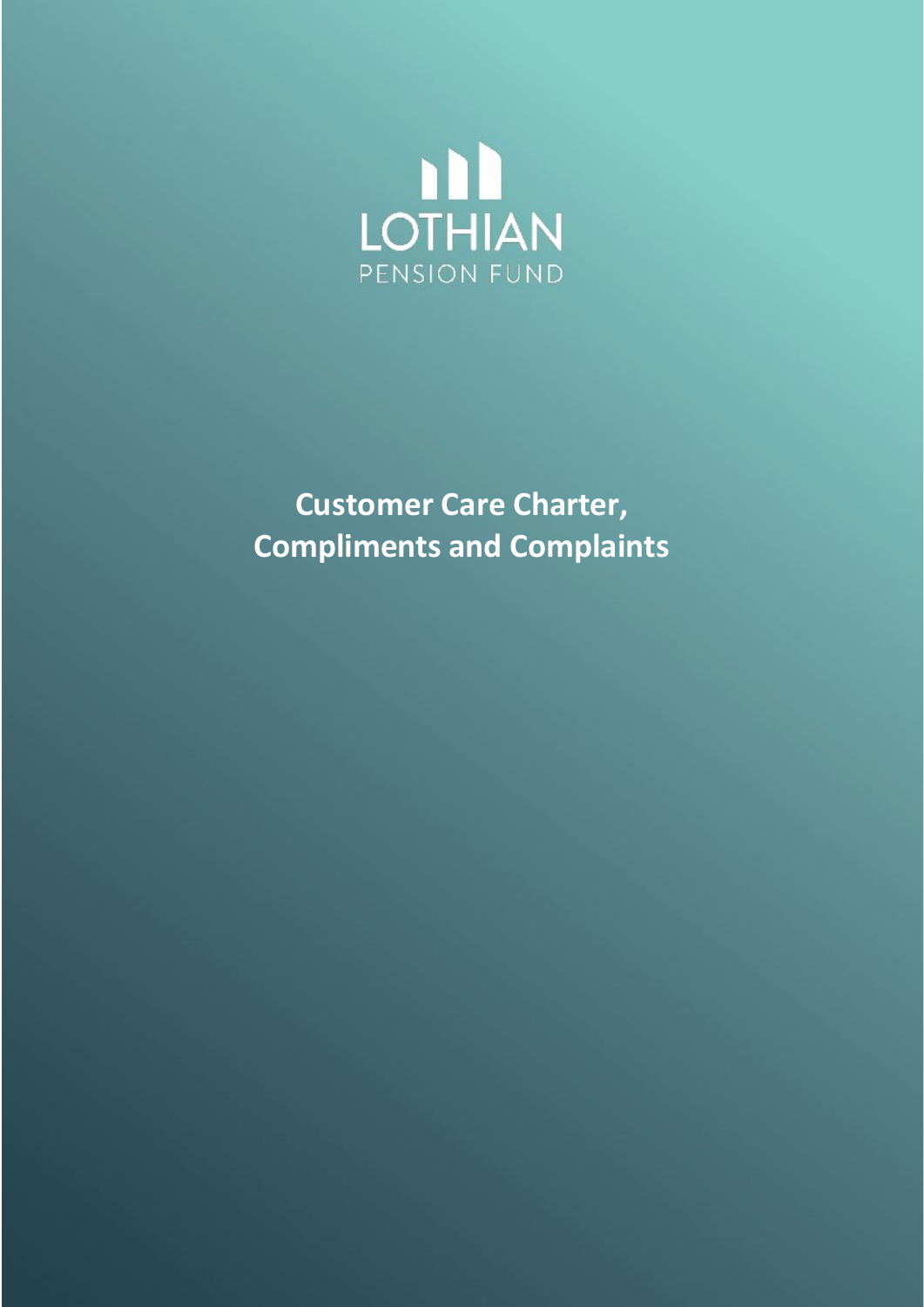LOTHIAN

PENSION FUND

# Customer Care Charter, Compliments and Complaints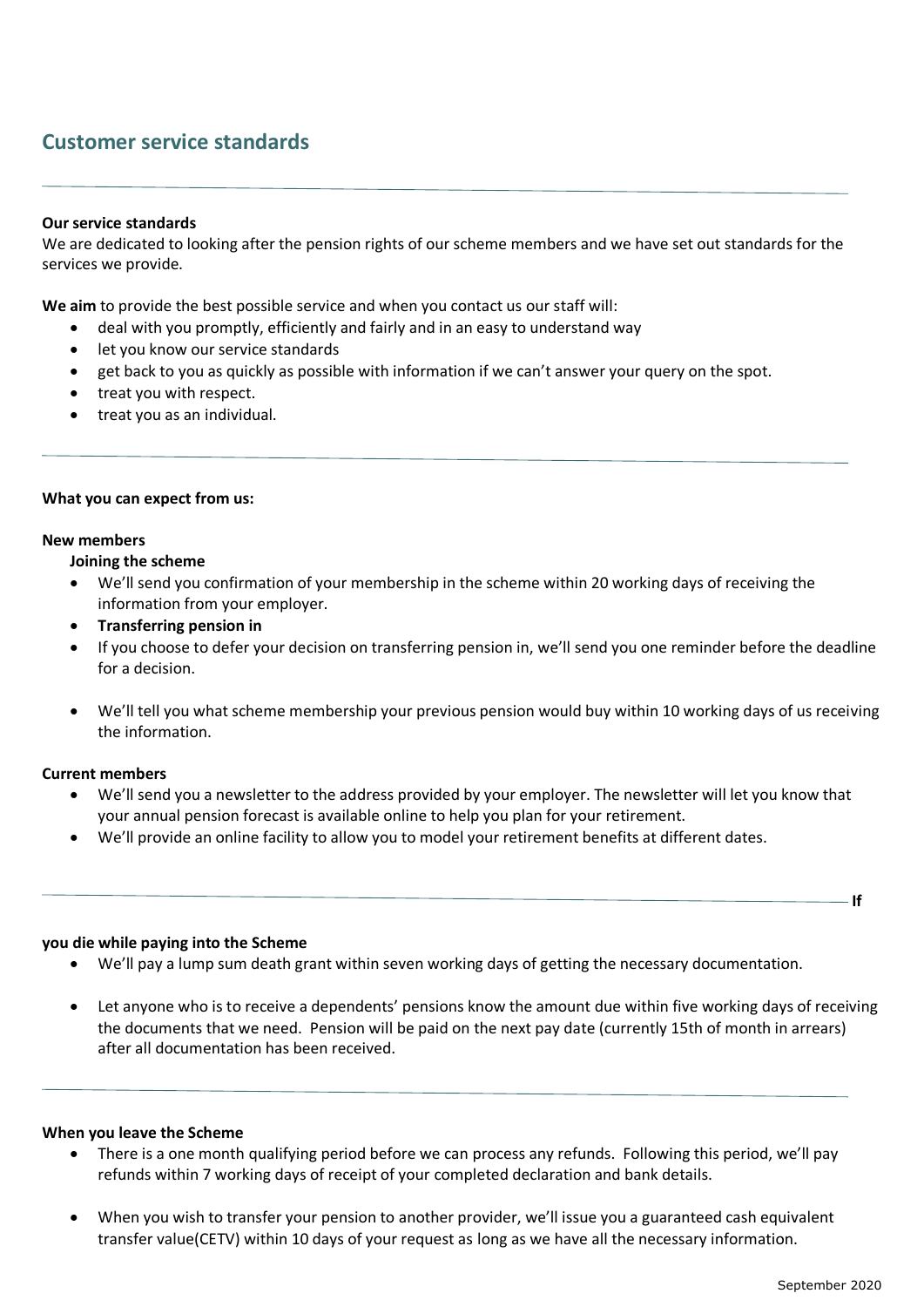## Customer service standards

---

**Our service standards**
We are dedicated to looking after the pension rights of our scheme members and we have set out standards for the services we provide.

**We aim** to provide the best possible service and when you contact us our staff will:

- deal with you promptly, efficiently and fairly and in an easy to understand way
- let you know our service standards
- get back to you as quickly as possible with information if we can't answer your query on the spot.
- treat you with respect.
- treat you as an individual.

---

**What you can expect from us:**

**New members**

**Joining the scheme**

- We'll send you confirmation of your membership in the scheme within 20 working days of receiving the information from your employer.
- **Transferring pension in**
- If you choose to defer your decision on transferring pension in, we'll send you one reminder before the deadline for a decision.
- We'll tell you what scheme membership your previous pension would buy within 10 working days of us receiving the information.

**Current members**

- We'll send you a newsletter to the address provided by your employer. The newsletter will let you know that your annual pension forecast is available online to help you plan for your retirement.
- We'll provide an online facility to allow you to model your retirement benefits at different dates.

---

**If you die while paying into the Scheme**

- We'll pay a lump sum death grant within seven working days of getting the necessary documentation.
- Let anyone who is to receive a dependents' pensions know the amount due within five working days of receiving the documents that we need. Pension will be paid on the next pay date (currently 15th of month in arrears) after all documentation has been received.

---

**When you leave the Scheme**

- There is a one month qualifying period before we can process any refunds. Following this period, we'll pay refunds within 7 working days of receipt of your completed declaration and bank details.
- When you wish to transfer your pension to another provider, we'll issue you a guaranteed cash equivalent transfer value(CETV) within 10 days of your request as long as we have all the necessary information.

September 2020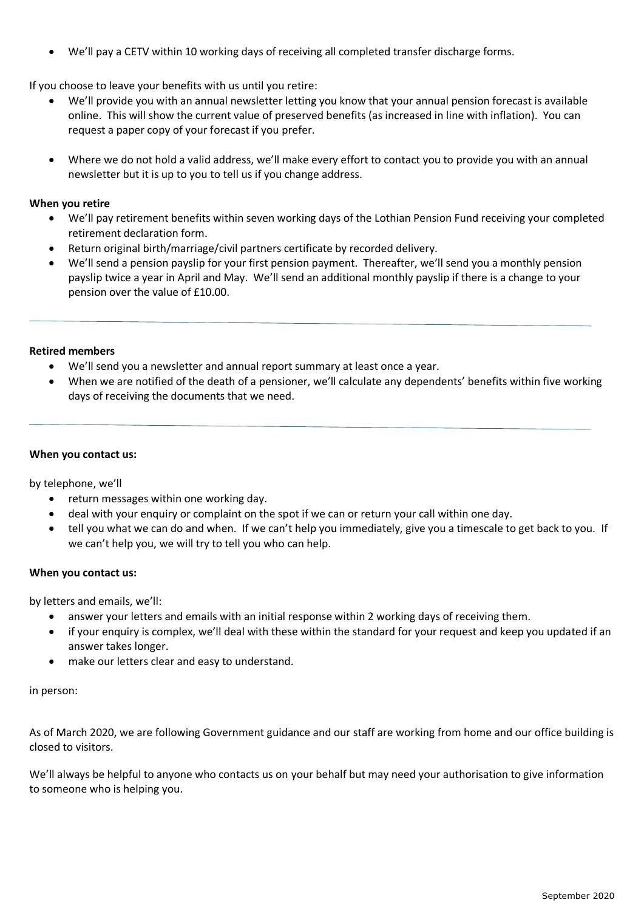- We'll pay a CETV within 10 working days of receiving all completed transfer discharge forms.

If you choose to leave your benefits with us until you retire:

- We'll provide you with an annual newsletter letting you know that your annual pension forecast is available online. This will show the current value of preserved benefits (as increased in line with inflation). You can request a paper copy of your forecast if you prefer.
- Where we do not hold a valid address, we'll make every effort to contact you to provide you with an annual newsletter but it is up to you to tell us if you change address.

**When you retire**

- We'll pay retirement benefits within seven working days of the Lothian Pension Fund receiving your completed retirement declaration form.
- Return original birth/marriage/civil partners certificate by recorded delivery.
- We'll send a pension payslip for your first pension payment. Thereafter, we'll send you a monthly pension payslip twice a year in April and May. We'll send an additional monthly payslip if there is a change to your pension over the value of £10.00.

---

**Retired members**

- We'll send you a newsletter and annual report summary at least once a year.
- When we are notified of the death of a pensioner, we'll calculate any dependents' benefits within five working days of receiving the documents that we need.

---

**When you contact us:**

by telephone, we'll

- return messages within one working day.
- deal with your enquiry or complaint on the spot if we can or return your call within one day.
- tell you what we can do and when. If we can't help you immediately, give you a timescale to get back to you. If we can't help you, we will try to tell you who can help.

**When you contact us:**

by letters and emails, we'll:

- answer your letters and emails with an initial response within 2 working days of receiving them.
- if your enquiry is complex, we'll deal with these within the standard for your request and keep you updated if an answer takes longer.
- make our letters clear and easy to understand.

in person:

As of March 2020, we are following Government guidance and our staff are working from home and our office building is closed to visitors.

We'll always be helpful to anyone who contacts us on your behalf but may need your authorisation to give information to someone who is helping you.

September 2020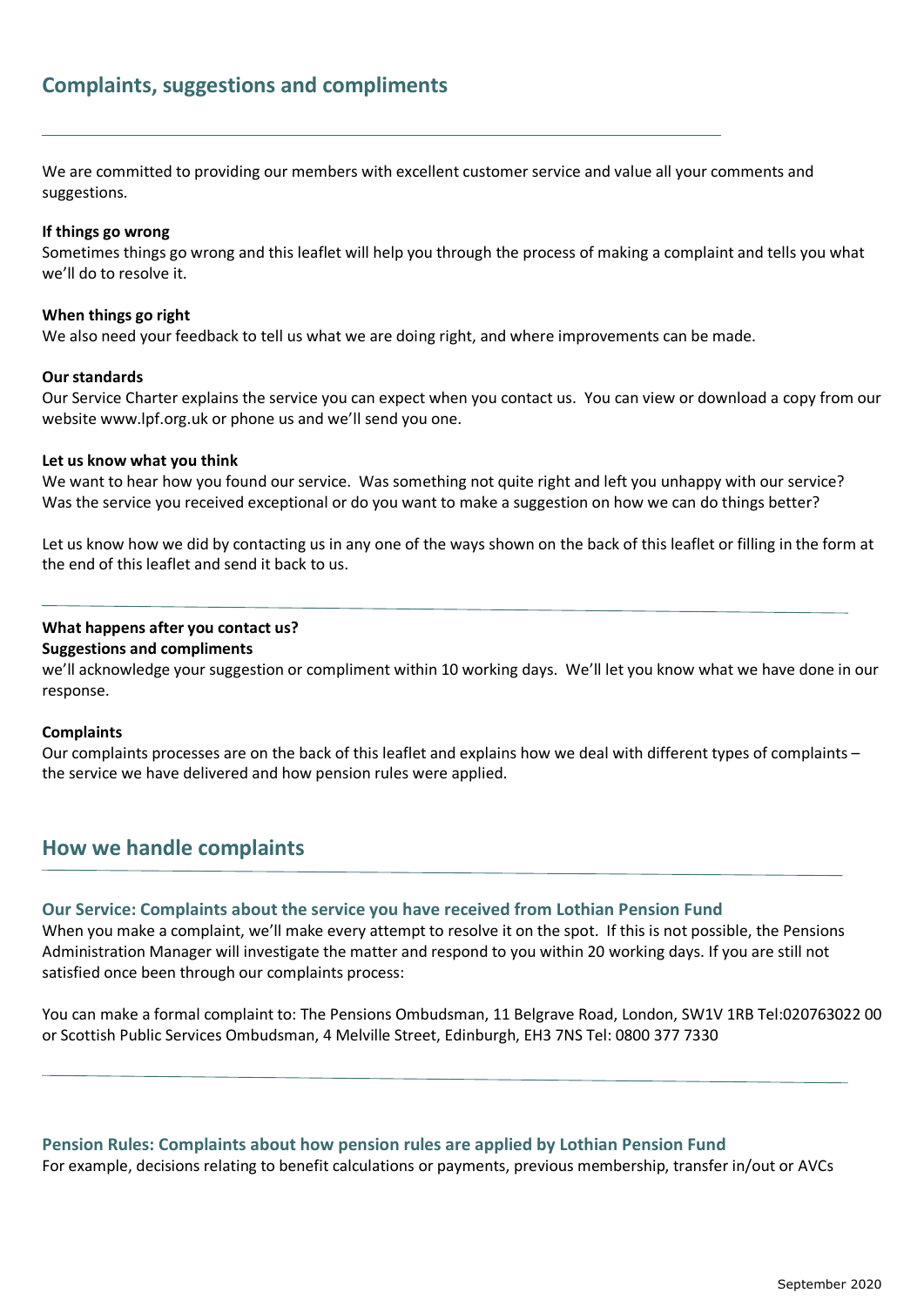## Complaints, suggestions and compliments

We are committed to providing our members with excellent customer service and value all your comments and suggestions.

**If things go wrong**
Sometimes things go wrong and this leaflet will help you through the process of making a complaint and tells you what we'll do to resolve it.

**When things go right**
We also need your feedback to tell us what we are doing right, and where improvements can be made.

**Our standards**
Our Service Charter explains the service you can expect when you contact us. You can view or download a copy from our website www.lpf.org.uk or phone us and we'll send you one.

**Let us know what you think**
We want to hear how you found our service. Was something not quite right and left you unhappy with our service? Was the service you received exceptional or do you want to make a suggestion on how we can do things better?

Let us know how we did by contacting us in any one of the ways shown on the back of this leaflet or filling in the form at the end of this leaflet and send it back to us.

**What happens after you contact us?**
**Suggestions and compliments**
we'll acknowledge your suggestion or compliment within 10 working days. We'll let you know what we have done in our response.

**Complaints**
Our complaints processes are on the back of this leaflet and explains how we deal with different types of complaints – the service we have delivered and how pension rules were applied.

## How we handle complaints

### Our Service: Complaints about the service you have received from Lothian Pension Fund

When you make a complaint, we'll make every attempt to resolve it on the spot. If this is not possible, the Pensions Administration Manager will investigate the matter and respond to you within 20 working days. If you are still not satisfied once been through our complaints process:

You can make a formal complaint to: The Pensions Ombudsman, 11 Belgrave Road, London, SW1V 1RB Tel:020763022 00 or Scottish Public Services Ombudsman, 4 Melville Street, Edinburgh, EH3 7NS Tel: 0800 377 7330

### Pension Rules: Complaints about how pension rules are applied by Lothian Pension Fund

For example, decisions relating to benefit calculations or payments, previous membership, transfer in/out or AVCs

September 2020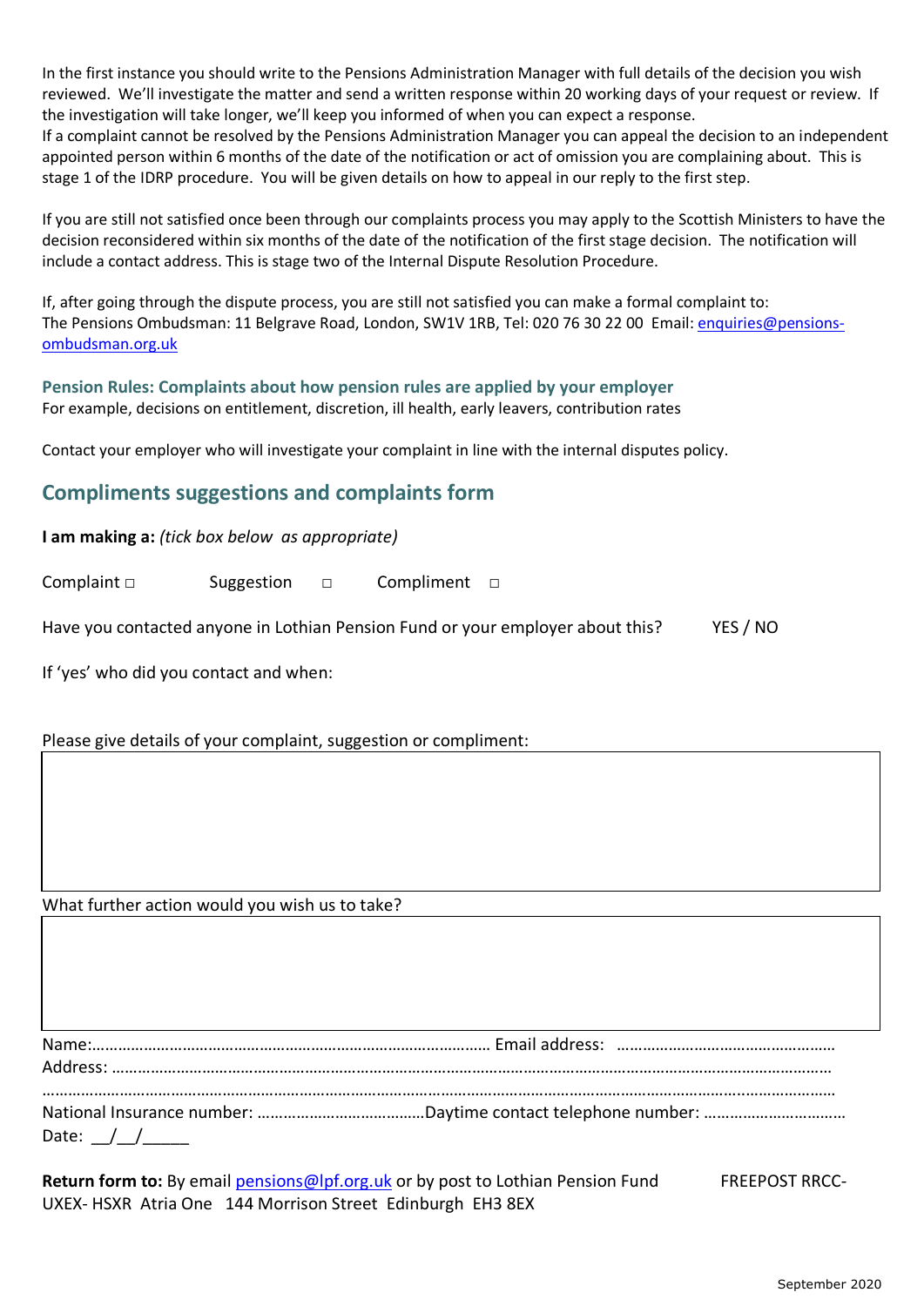In the first instance you should write to the Pensions Administration Manager with full details of the decision you wish reviewed. We'll investigate the matter and send a written response within 20 working days of your request or review. If the investigation will take longer, we'll keep you informed of when you can expect a response.
If a complaint cannot be resolved by the Pensions Administration Manager you can appeal the decision to an independent appointed person within 6 months of the date of the notification or act of omission you are complaining about. This is stage 1 of the IDRP procedure. You will be given details on how to appeal in our reply to the first step.

If you are still not satisfied once been through our complaints process you may apply to the Scottish Ministers to have the decision reconsidered within six months of the date of the notification of the first stage decision. The notification will include a contact address. This is stage two of the Internal Dispute Resolution Procedure.

If, after going through the dispute process, you are still not satisfied you can make a formal complaint to:
The Pensions Ombudsman: 11 Belgrave Road, London, SW1V 1RB, Tel: 020 76 30 22 00 Email: enquiries@pensions-ombudsman.org.uk

### Pension Rules: Complaints about how pension rules are applied by your employer

For example, decisions on entitlement, discretion, ill health, early leavers, contribution rates

Contact your employer who will investigate your complaint in line with the internal disputes policy.

## Compliments suggestions and complaints form

**I am making a:** *(tick box below as appropriate)*

Complaint □ Suggestion □ Compliment □

Have you contacted anyone in Lothian Pension Fund or your employer about this? YES / NO

If 'yes' who did you contact and when:

Please give details of your complaint, suggestion or compliment:

What further action would you wish us to take?

Name:………………………………………………………………………………… Email address: ……………………………………………
Address: ……………………………………………………………………………………………………………………………………………
……………………………………………………………………………………………………………………………………………………………
National Insurance number: …………………………………Daytime contact telephone number: ……………………………
Date: \_\_/\_\_/\_\_\_\_\_

**Return form to:** By email pensions@lpf.org.uk or by post to Lothian Pension Fund FREEPOST RRCC-UXEX- HSXR Atria One 144 Morrison Street Edinburgh EH3 8EX

September 2020